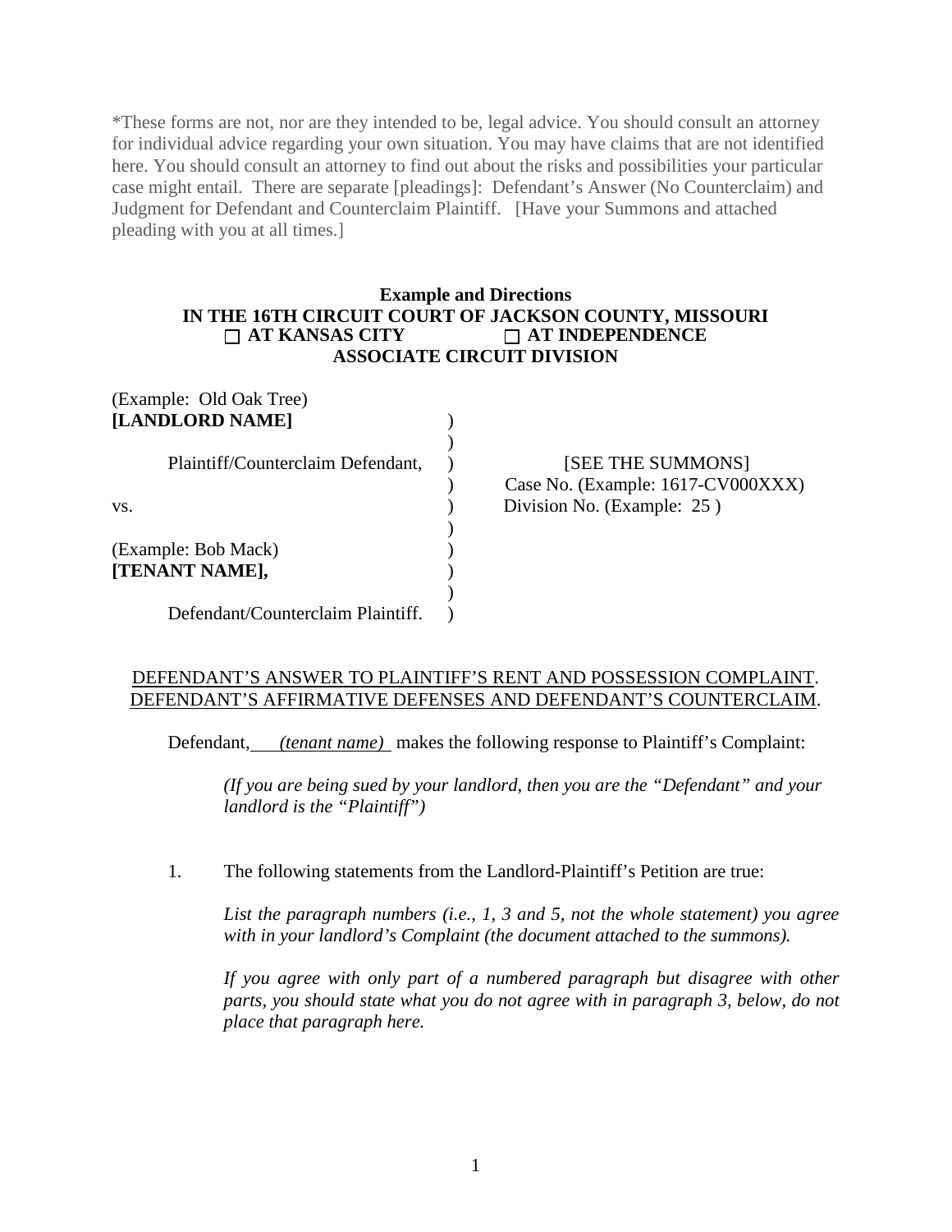*These forms are not, nor are they intended to be, legal advice. You should consult an attorney for individual advice regarding your own situation. You may have claims that are not identified here. You should consult an attorney to find out about the risks and possibilities your particular case might entail. There are separate [pleadings]: Defendant's Answer (No Counterclaim) and Judgment for Defendant and Counterclaim Plaintiff. [Have your Summons and attached pleading with you at all times.]

**Example and Directions**
**IN THE 16TH CIRCUIT COURT OF JACKSON COUNTY, MISSOURI**
**☐ AT KANSAS CITY ☐ AT INDEPENDENCE**
**ASSOCIATE CIRCUIT DIVISION**

| | | |
|---|---|---|
| (Example: Old Oak Tree) | | |
| **[LANDLORD NAME]** | ) | |
| | ) | |
| Plaintiff/Counterclaim Defendant, | ) | [SEE THE SUMMONS] |
| | ) | Case No. (Example: 1617-CV000XXX) |
| vs. | ) | Division No. (Example: 25 ) |
| | ) | |
| (Example: Bob Mack) | ) | |
| **[TENANT NAME],** | ) | |
| | ) | |
| Defendant/Counterclaim Plaintiff. | ) | |

DEFENDANT'S ANSWER TO PLAINTIFF'S RENT AND POSSESSION COMPLAINT. DEFENDANT'S AFFIRMATIVE DEFENSES AND DEFENDANT'S COUNTERCLAIM.

Defendant, *(tenant name)* makes the following response to Plaintiff's Complaint:

*(If you are being sued by your landlord, then you are the "Defendant" and your landlord is the "Plaintiff")*

1. The following statements from the Landlord-Plaintiff's Petition are true:

   *List the paragraph numbers (i.e., 1, 3 and 5, not the whole statement) you agree with in your landlord's Complaint (the document attached to the summons).*

   *If you agree with only part of a numbered paragraph but disagree with other parts, you should state what you do not agree with in paragraph 3, below, do not place that paragraph here.*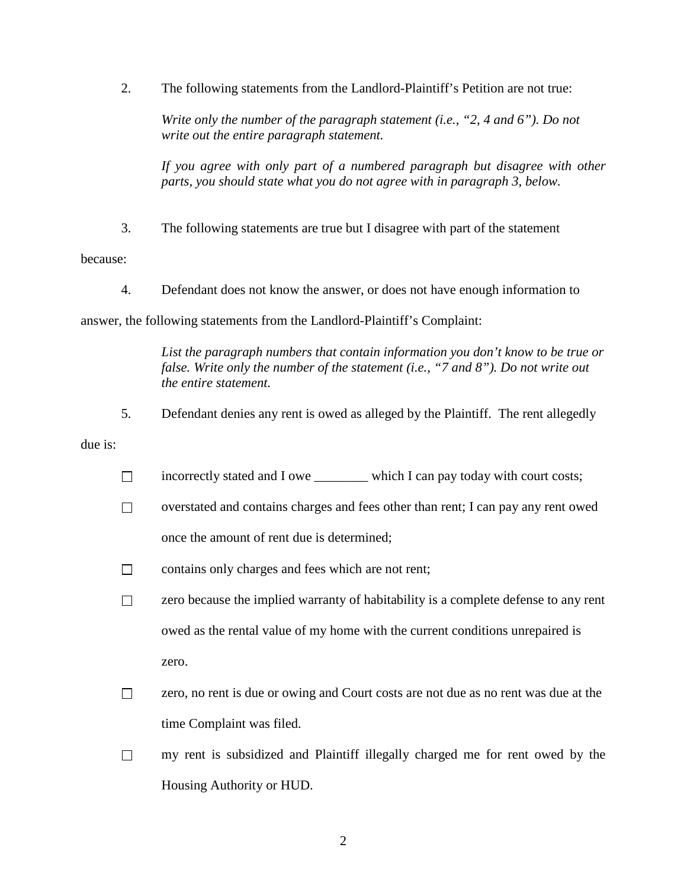2. The following statements from the Landlord-Plaintiff's Petition are not true:

   *Write only the number of the paragraph statement (i.e., "2, 4 and 6"). Do not write out the entire paragraph statement.*

   *If you agree with only part of a numbered paragraph but disagree with other parts, you should state what you do not agree with in paragraph 3, below.*

3. The following statements are true but I disagree with part of the statement because:

4. Defendant does not know the answer, or does not have enough information to answer, the following statements from the Landlord-Plaintiff's Complaint:

   *List the paragraph numbers that contain information you don't know to be true or false. Write only the number of the statement (i.e., "7 and 8"). Do not write out the entire statement.*

5. Defendant denies any rent is owed as alleged by the Plaintiff. The rent allegedly due is:

   ☐ incorrectly stated and I owe ________ which I can pay today with court costs;

   ☐ overstated and contains charges and fees other than rent; I can pay any rent owed once the amount of rent due is determined;

   ☐ contains only charges and fees which are not rent;

   ☐ zero because the implied warranty of habitability is a complete defense to any rent owed as the rental value of my home with the current conditions unrepaired is zero.

   ☐ zero, no rent is due or owing and Court costs are not due as no rent was due at the time Complaint was filed.

   ☐ my rent is subsidized and Plaintiff illegally charged me for rent owed by the Housing Authority or HUD.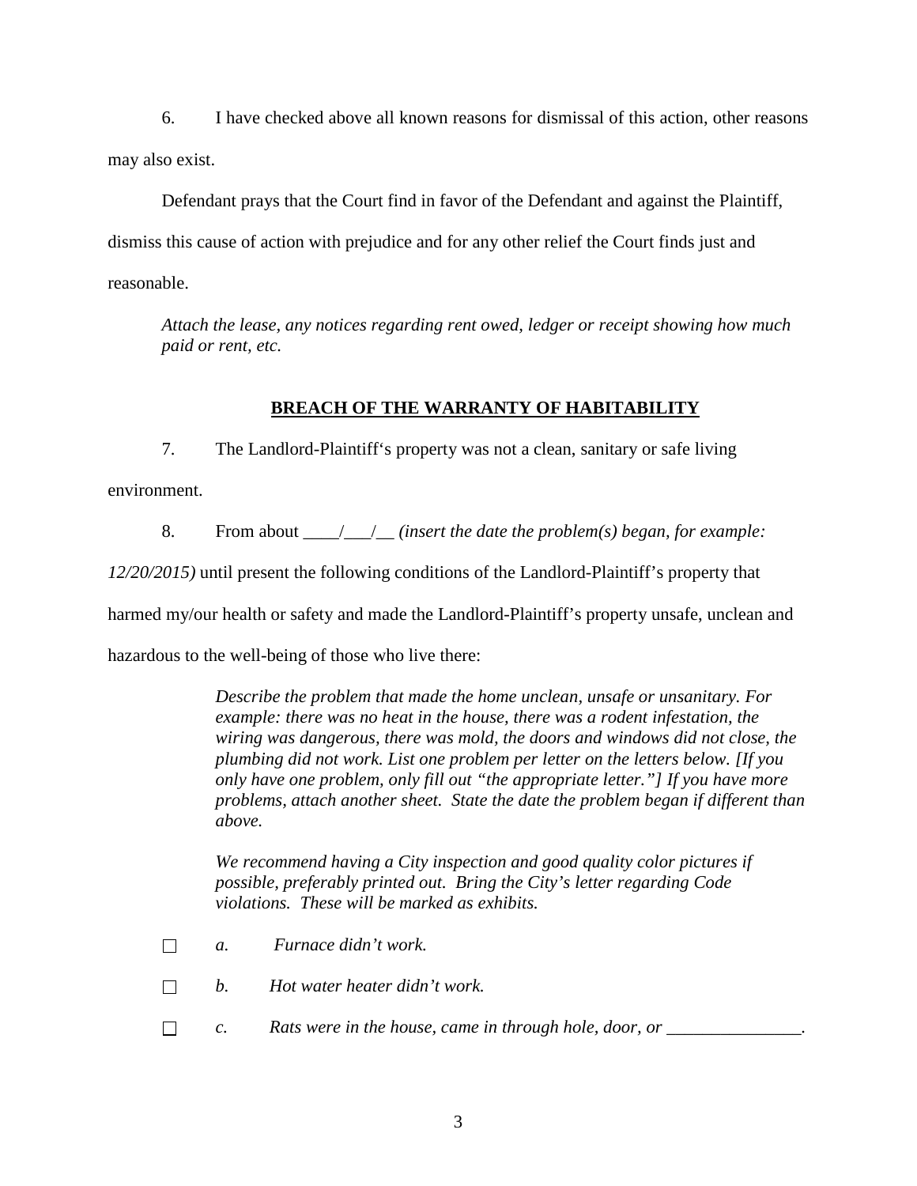6. I have checked above all known reasons for dismissal of this action, other reasons may also exist.

Defendant prays that the Court find in favor of the Defendant and against the Plaintiff, dismiss this cause of action with prejudice and for any other relief the Court finds just and reasonable.

*Attach the lease, any notices regarding rent owed, ledger or receipt showing how much paid or rent, etc.*

## **BREACH OF THE WARRANTY OF HABITABILITY**

7. The Landlord-Plaintiff's property was not a clean, sanitary or safe living environment.

8. From about ____/___/__ *(insert the date the problem(s) began, for example: 12/20/2015)* until present the following conditions of the Landlord-Plaintiff's property that harmed my/our health or safety and made the Landlord-Plaintiff's property unsafe, unclean and hazardous to the well-being of those who live there:

*Describe the problem that made the home unclean, unsafe or unsanitary. For example: there was no heat in the house, there was a rodent infestation, the wiring was dangerous, there was mold, the doors and windows did not close, the plumbing did not work. List one problem per letter on the letters below. [If you only have one problem, only fill out "the appropriate letter."] If you have more problems, attach another sheet. State the date the problem began if different than above.*

*We recommend having a City inspection and good quality color pictures if possible, preferably printed out. Bring the City's letter regarding Code violations. These will be marked as exhibits.*

☐ *a. Furnace didn't work.*

☐ *b. Hot water heater didn't work.*

☐ *c. Rats were in the house, came in through hole, door, or _______________.*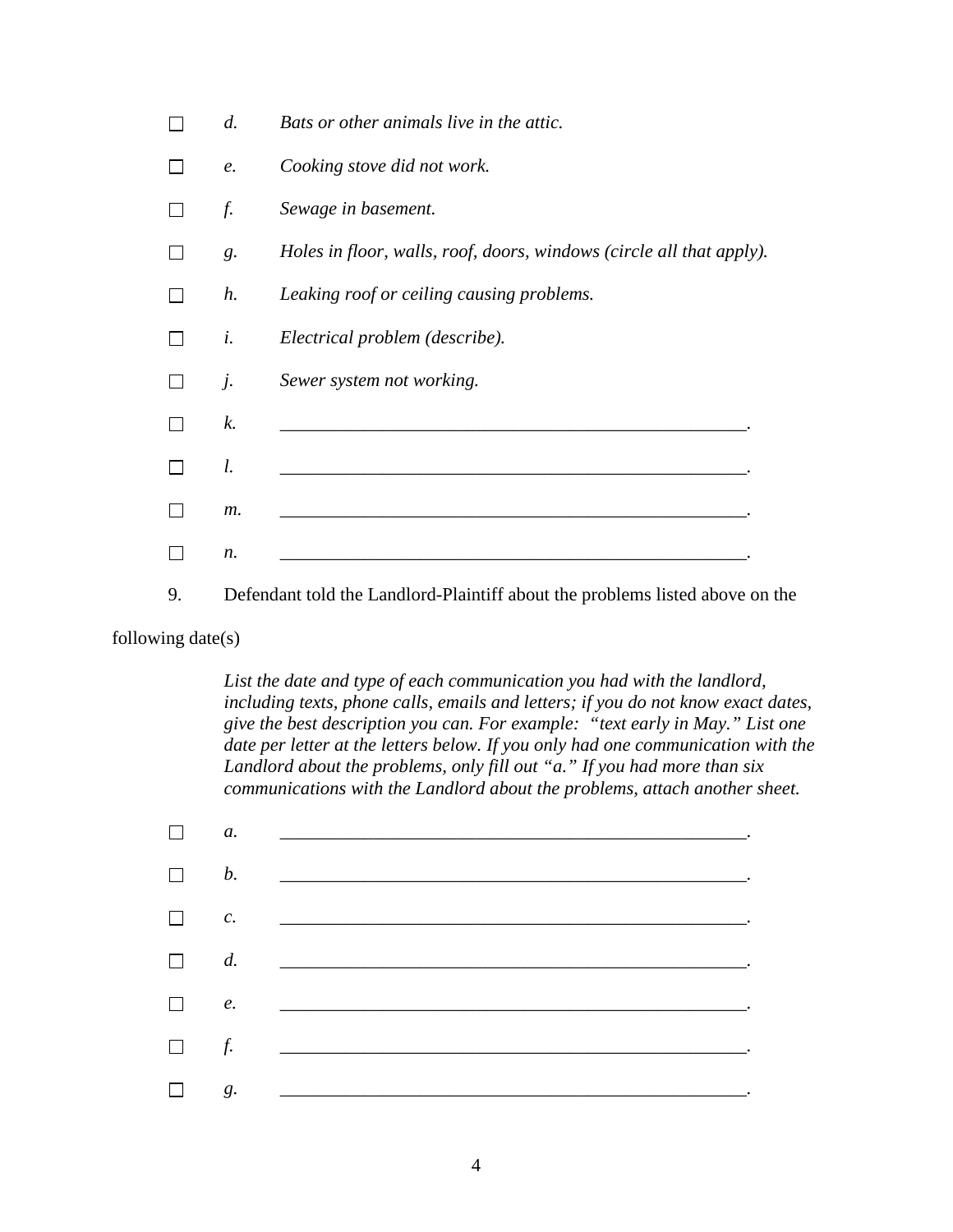- ☐ *d.* *Bats or other animals live in the attic.*
- ☐ *e.* *Cooking stove did not work.*
- ☐ *f.* *Sewage in basement.*
- ☐ *g.* *Holes in floor, walls, roof, doors, windows (circle all that apply).*
- ☐ *h.* *Leaking roof or ceiling causing problems.*
- ☐ *i.* *Electrical problem (describe).*
- ☐ *j.* *Sewer system not working.*
- ☐ *k.* _____________________________________________________.
- ☐ *l.* _____________________________________________________.
- ☐ *m.* _____________________________________________________.
- ☐ *n.* _____________________________________________________.

9. Defendant told the Landlord-Plaintiff about the problems listed above on the following date(s)

*List the date and type of each communication you had with the landlord, including texts, phone calls, emails and letters; if you do not know exact dates, give the best description you can. For example: "text early in May." List one date per letter at the letters below. If you only had one communication with the Landlord about the problems, only fill out "a." If you had more than six communications with the Landlord about the problems, attach another sheet.*

- ☐ *a.* _____________________________________________________.
- ☐ *b.* _____________________________________________________.
- ☐ *c.* _____________________________________________________.
- ☐ *d.* _____________________________________________________.
- ☐ *e.* _____________________________________________________.
- ☐ *f.* _____________________________________________________.
- ☐ *g.* _____________________________________________________.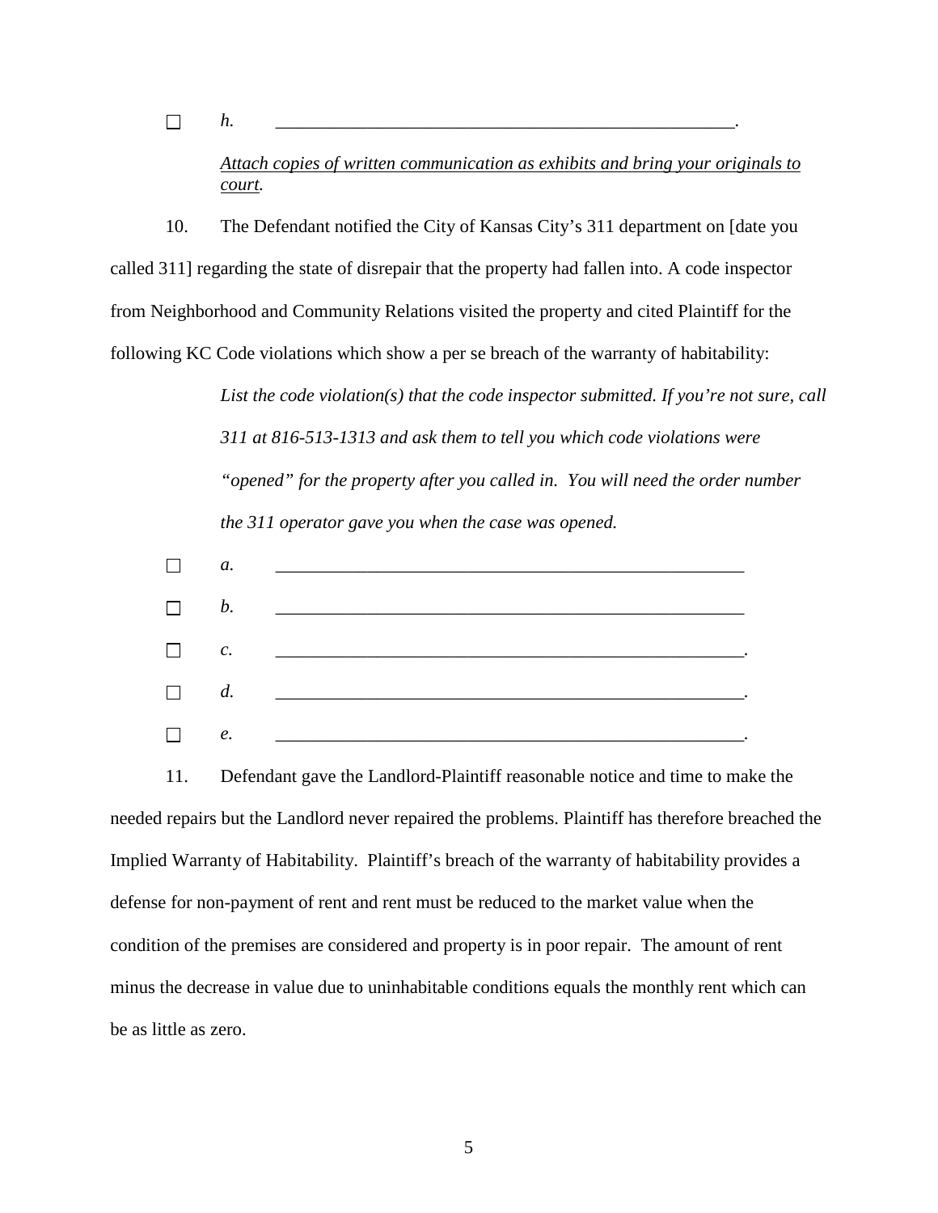☐ *h.* \_\_\_\_\_\_\_\_\_\_\_\_\_\_\_\_\_\_\_\_\_\_\_\_\_\_\_\_\_\_\_\_\_\_\_\_\_\_\_\_\_\_\_\_\_\_\_\_\_\_\_.

*Attach copies of written communication as exhibits and bring your originals to court.*

10. The Defendant notified the City of Kansas City's 311 department on [date you called 311] regarding the state of disrepair that the property had fallen into. A code inspector from Neighborhood and Community Relations visited the property and cited Plaintiff for the following KC Code violations which show a per se breach of the warranty of habitability:

*List the code violation(s) that the code inspector submitted. If you're not sure, call 311 at 816-513-1313 and ask them to tell you which code violations were "opened" for the property after you called in. You will need the order number the 311 operator gave you when the case was opened.*

☐ *a.* \_\_\_\_\_\_\_\_\_\_\_\_\_\_\_\_\_\_\_\_\_\_\_\_\_\_\_\_\_\_\_\_\_\_\_\_\_\_\_\_\_\_\_\_\_\_\_\_\_\_\_

☐ *b.* \_\_\_\_\_\_\_\_\_\_\_\_\_\_\_\_\_\_\_\_\_\_\_\_\_\_\_\_\_\_\_\_\_\_\_\_\_\_\_\_\_\_\_\_\_\_\_\_\_\_\_

☐ *c.* \_\_\_\_\_\_\_\_\_\_\_\_\_\_\_\_\_\_\_\_\_\_\_\_\_\_\_\_\_\_\_\_\_\_\_\_\_\_\_\_\_\_\_\_\_\_\_\_\_\_\_.

☐ *d.* \_\_\_\_\_\_\_\_\_\_\_\_\_\_\_\_\_\_\_\_\_\_\_\_\_\_\_\_\_\_\_\_\_\_\_\_\_\_\_\_\_\_\_\_\_\_\_\_\_\_\_.

☐ *e.* \_\_\_\_\_\_\_\_\_\_\_\_\_\_\_\_\_\_\_\_\_\_\_\_\_\_\_\_\_\_\_\_\_\_\_\_\_\_\_\_\_\_\_\_\_\_\_\_\_\_\_.

11. Defendant gave the Landlord-Plaintiff reasonable notice and time to make the needed repairs but the Landlord never repaired the problems. Plaintiff has therefore breached the Implied Warranty of Habitability. Plaintiff's breach of the warranty of habitability provides a defense for non-payment of rent and rent must be reduced to the market value when the condition of the premises are considered and property is in poor repair. The amount of rent minus the decrease in value due to uninhabitable conditions equals the monthly rent which can be as little as zero.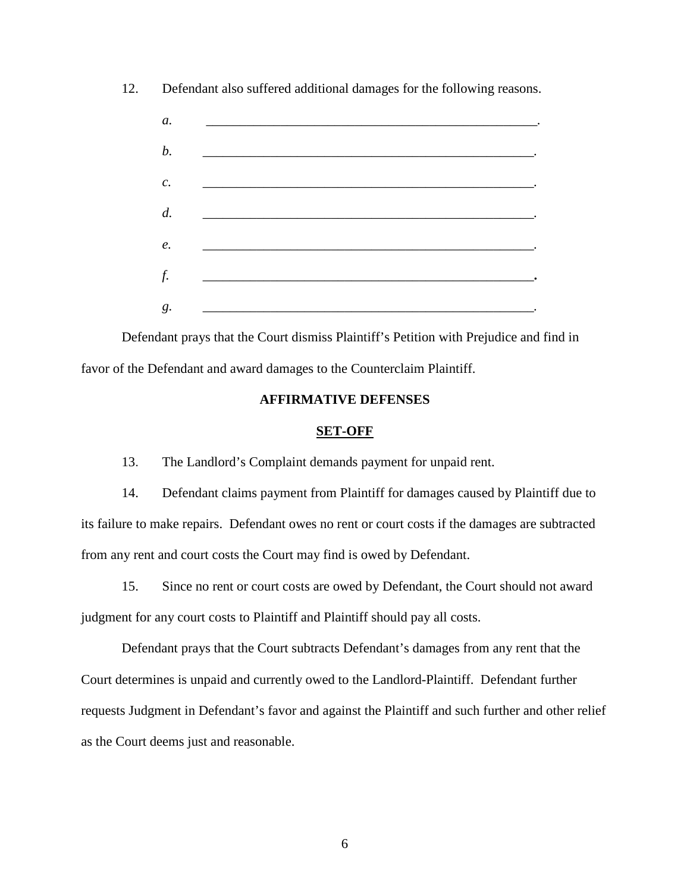12. Defendant also suffered additional damages for the following reasons.

    *a.* ____________________________________________________.

    *b.* ____________________________________________________.

    *c.* ____________________________________________________.

    *d.* ____________________________________________________.

    *e.* ____________________________________________________.

    *f.* ____________________________________________________.

    *g.* ____________________________________________________.

Defendant prays that the Court dismiss Plaintiff's Petition with Prejudice and find in favor of the Defendant and award damages to the Counterclaim Plaintiff.

## AFFIRMATIVE DEFENSES

### SET-OFF

13. The Landlord's Complaint demands payment for unpaid rent.

14. Defendant claims payment from Plaintiff for damages caused by Plaintiff due to its failure to make repairs. Defendant owes no rent or court costs if the damages are subtracted from any rent and court costs the Court may find is owed by Defendant.

15. Since no rent or court costs are owed by Defendant, the Court should not award judgment for any court costs to Plaintiff and Plaintiff should pay all costs.

Defendant prays that the Court subtracts Defendant's damages from any rent that the Court determines is unpaid and currently owed to the Landlord-Plaintiff. Defendant further requests Judgment in Defendant's favor and against the Plaintiff and such further and other relief as the Court deems just and reasonable.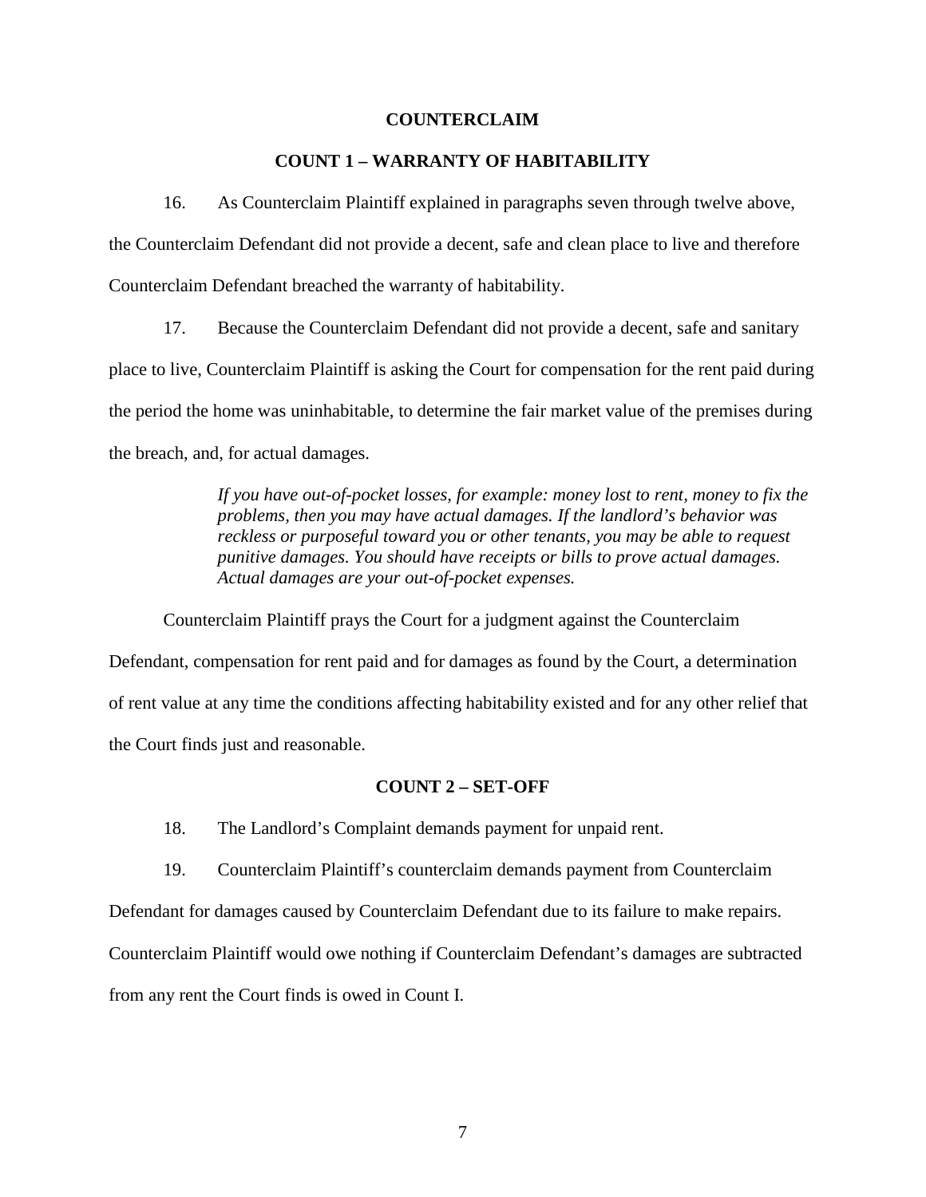## COUNTERCLAIM

### COUNT 1 – WARRANTY OF HABITABILITY

16. As Counterclaim Plaintiff explained in paragraphs seven through twelve above, the Counterclaim Defendant did not provide a decent, safe and clean place to live and therefore Counterclaim Defendant breached the warranty of habitability.

17. Because the Counterclaim Defendant did not provide a decent, safe and sanitary place to live, Counterclaim Plaintiff is asking the Court for compensation for the rent paid during the period the home was uninhabitable, to determine the fair market value of the premises during the breach, and, for actual damages.

> *If you have out-of-pocket losses, for example: money lost to rent, money to fix the problems, then you may have actual damages. If the landlord's behavior was reckless or purposeful toward you or other tenants, you may be able to request punitive damages. You should have receipts or bills to prove actual damages. Actual damages are your out-of-pocket expenses.*

Counterclaim Plaintiff prays the Court for a judgment against the Counterclaim Defendant, compensation for rent paid and for damages as found by the Court, a determination of rent value at any time the conditions affecting habitability existed and for any other relief that the Court finds just and reasonable.

### COUNT 2 – SET-OFF

18. The Landlord's Complaint demands payment for unpaid rent.

19. Counterclaim Plaintiff's counterclaim demands payment from Counterclaim Defendant for damages caused by Counterclaim Defendant due to its failure to make repairs. Counterclaim Plaintiff would owe nothing if Counterclaim Defendant's damages are subtracted from any rent the Court finds is owed in Count I.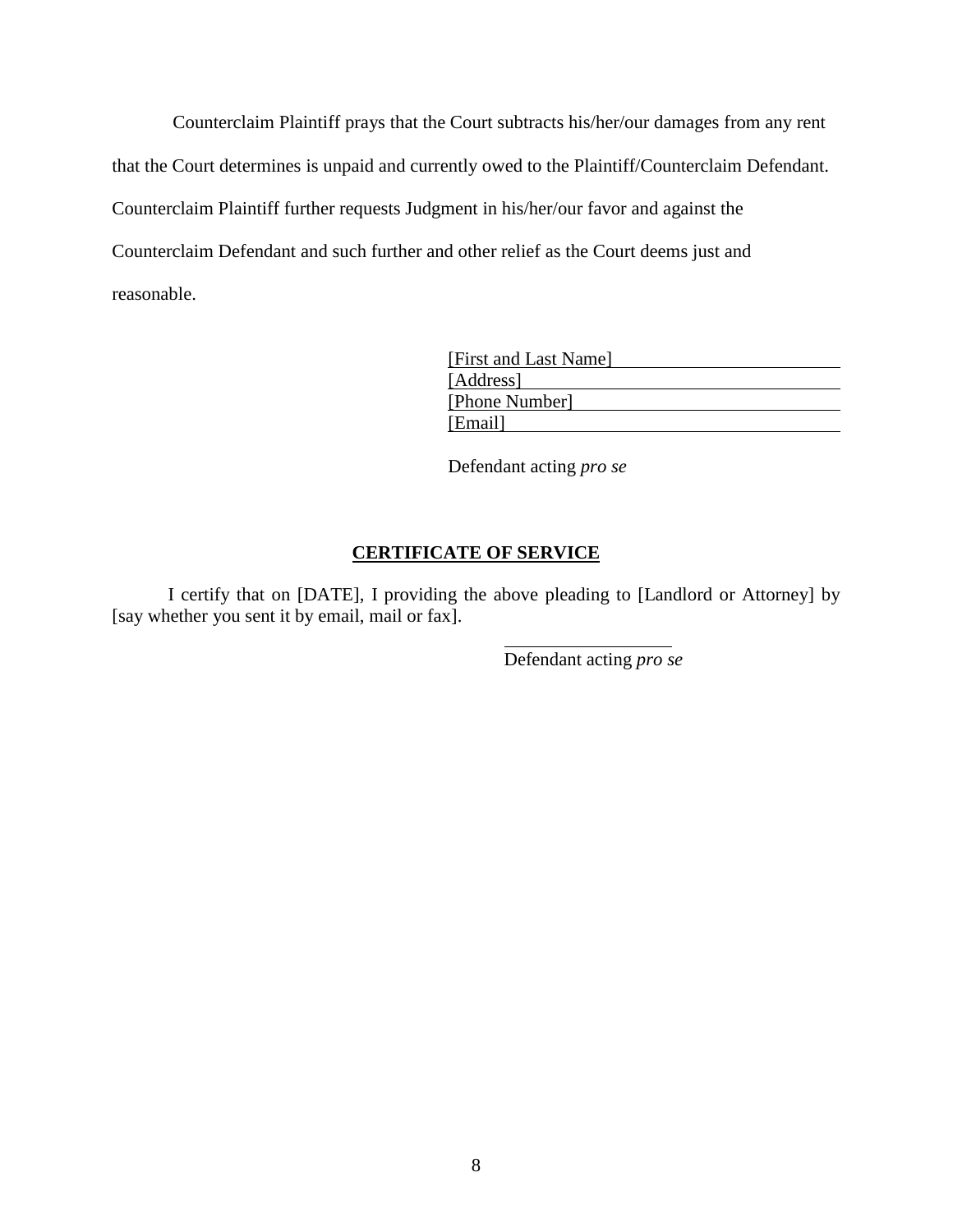Counterclaim Plaintiff prays that the Court subtracts his/her/our damages from any rent that the Court determines is unpaid and currently owed to the Plaintiff/Counterclaim Defendant. Counterclaim Plaintiff further requests Judgment in his/her/our favor and against the Counterclaim Defendant and such further and other relief as the Court deems just and reasonable.

[First and Last Name]
[Address]
[Phone Number]
[Email]

Defendant acting *pro se*

**CERTIFICATE OF SERVICE**

I certify that on [DATE], I providing the above pleading to [Landlord or Attorney] by [say whether you sent it by email, mail or fax].

Defendant acting *pro se*